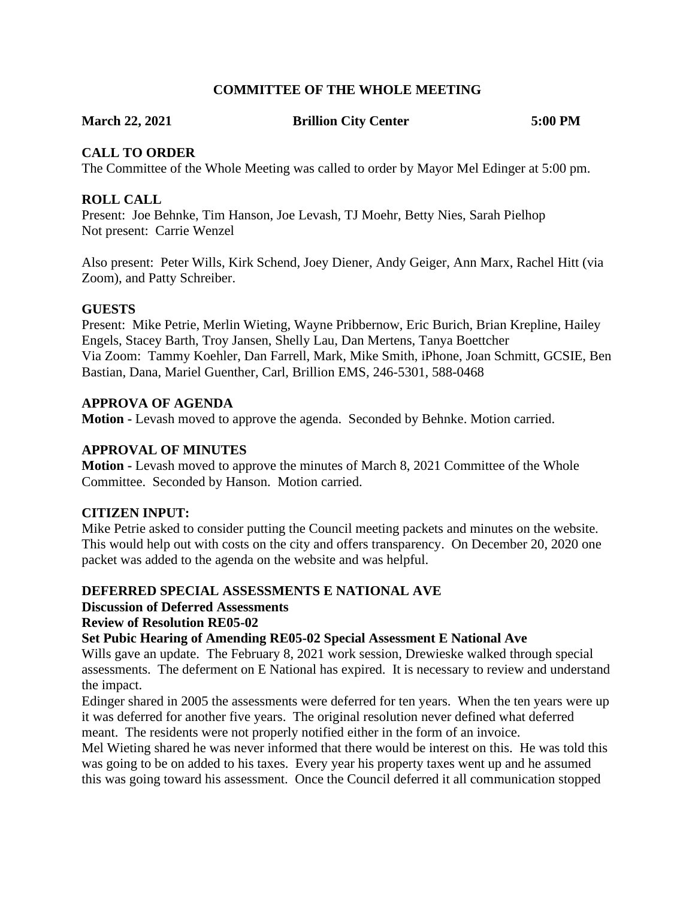# COMMITTEE OF THE WHOLE MEETING

**March 22, 2021** **Brillion City Center** **5:00 PM**

## CALL TO ORDER

The Committee of the Whole Meeting was called to order by Mayor Mel Edinger at 5:00 pm.

## ROLL CALL

Present: Joe Behnke, Tim Hanson, Joe Levash, TJ Moehr, Betty Nies, Sarah Pielhop
Not present: Carrie Wenzel

Also present: Peter Wills, Kirk Schend, Joey Diener, Andy Geiger, Ann Marx, Rachel Hitt (via Zoom), and Patty Schreiber.

## GUESTS

Present: Mike Petrie, Merlin Wieting, Wayne Pribbernow, Eric Burich, Brian Krepline, Hailey Engels, Stacey Barth, Troy Jansen, Shelly Lau, Dan Mertens, Tanya Boettcher
Via Zoom: Tammy Koehler, Dan Farrell, Mark, Mike Smith, iPhone, Joan Schmitt, GCSIE, Ben Bastian, Dana, Mariel Guenther, Carl, Brillion EMS, 246-5301, 588-0468

## APPROVA OF AGENDA

**Motion -** Levash moved to approve the agenda. Seconded by Behnke. Motion carried.

## APPROVAL OF MINUTES

**Motion -** Levash moved to approve the minutes of March 8, 2021 Committee of the Whole Committee. Seconded by Hanson. Motion carried.

## CITIZEN INPUT:

Mike Petrie asked to consider putting the Council meeting packets and minutes on the website. This would help out with costs on the city and offers transparency. On December 20, 2020 one packet was added to the agenda on the website and was helpful.

## DEFERRED SPECIAL ASSESSMENTS E NATIONAL AVE

### Discussion of Deferred Assessments

### Review of Resolution RE05-02

### Set Pubic Hearing of Amending RE05-02 Special Assessment E National Ave

Wills gave an update. The February 8, 2021 work session, Drewieske walked through special assessments. The deferment on E National has expired. It is necessary to review and understand the impact.

Edinger shared in 2005 the assessments were deferred for ten years. When the ten years were up it was deferred for another five years. The original resolution never defined what deferred meant. The residents were not properly notified either in the form of an invoice.

Mel Wieting shared he was never informed that there would be interest on this. He was told this was going to be on added to his taxes. Every year his property taxes went up and he assumed this was going toward his assessment. Once the Council deferred it all communication stopped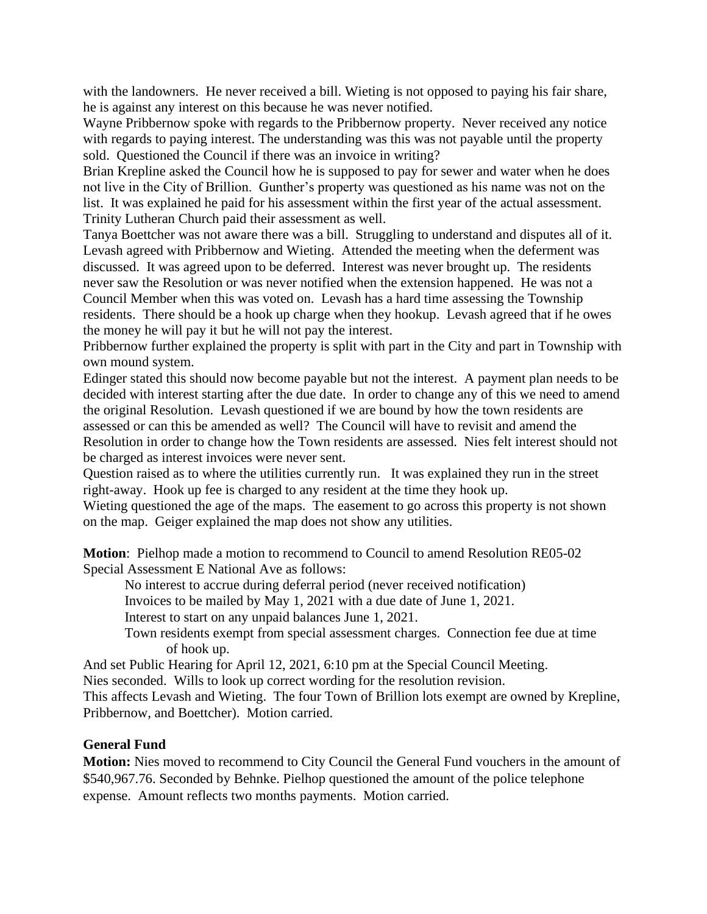with the landowners. He never received a bill. Wieting is not opposed to paying his fair share, he is against any interest on this because he was never notified.

Wayne Pribbernow spoke with regards to the Pribbernow property. Never received any notice with regards to paying interest. The understanding was this was not payable until the property sold. Questioned the Council if there was an invoice in writing?

Brian Krepline asked the Council how he is supposed to pay for sewer and water when he does not live in the City of Brillion. Gunther's property was questioned as his name was not on the list. It was explained he paid for his assessment within the first year of the actual assessment. Trinity Lutheran Church paid their assessment as well.

Tanya Boettcher was not aware there was a bill. Struggling to understand and disputes all of it.

Levash agreed with Pribbernow and Wieting. Attended the meeting when the deferment was discussed. It was agreed upon to be deferred. Interest was never brought up. The residents never saw the Resolution or was never notified when the extension happened. He was not a Council Member when this was voted on. Levash has a hard time assessing the Township residents. There should be a hook up charge when they hookup. Levash agreed that if he owes the money he will pay it but he will not pay the interest.

Pribbernow further explained the property is split with part in the City and part in Township with own mound system.

Edinger stated this should now become payable but not the interest. A payment plan needs to be decided with interest starting after the due date. In order to change any of this we need to amend the original Resolution. Levash questioned if we are bound by how the town residents are assessed or can this be amended as well? The Council will have to revisit and amend the Resolution in order to change how the Town residents are assessed. Nies felt interest should not be charged as interest invoices were never sent.

Question raised as to where the utilities currently run. It was explained they run in the street right-away. Hook up fee is charged to any resident at the time they hook up.

Wieting questioned the age of the maps. The easement to go across this property is not shown on the map. Geiger explained the map does not show any utilities.

**Motion**: Pielhop made a motion to recommend to Council to amend Resolution RE05-02 Special Assessment E National Ave as follows:

- No interest to accrue during deferral period (never received notification)
- Invoices to be mailed by May 1, 2021 with a due date of June 1, 2021.
- Interest to start on any unpaid balances June 1, 2021.
- Town residents exempt from special assessment charges. Connection fee due at time of hook up.

And set Public Hearing for April 12, 2021, 6:10 pm at the Special Council Meeting.

Nies seconded. Wills to look up correct wording for the resolution revision.

This affects Levash and Wieting. The four Town of Brillion lots exempt are owned by Krepline, Pribbernow, and Boettcher). Motion carried.

## General Fund

**Motion:** Nies moved to recommend to City Council the General Fund vouchers in the amount of $540,967.76. Seconded by Behnke. Pielhop questioned the amount of the police telephone expense. Amount reflects two months payments. Motion carried.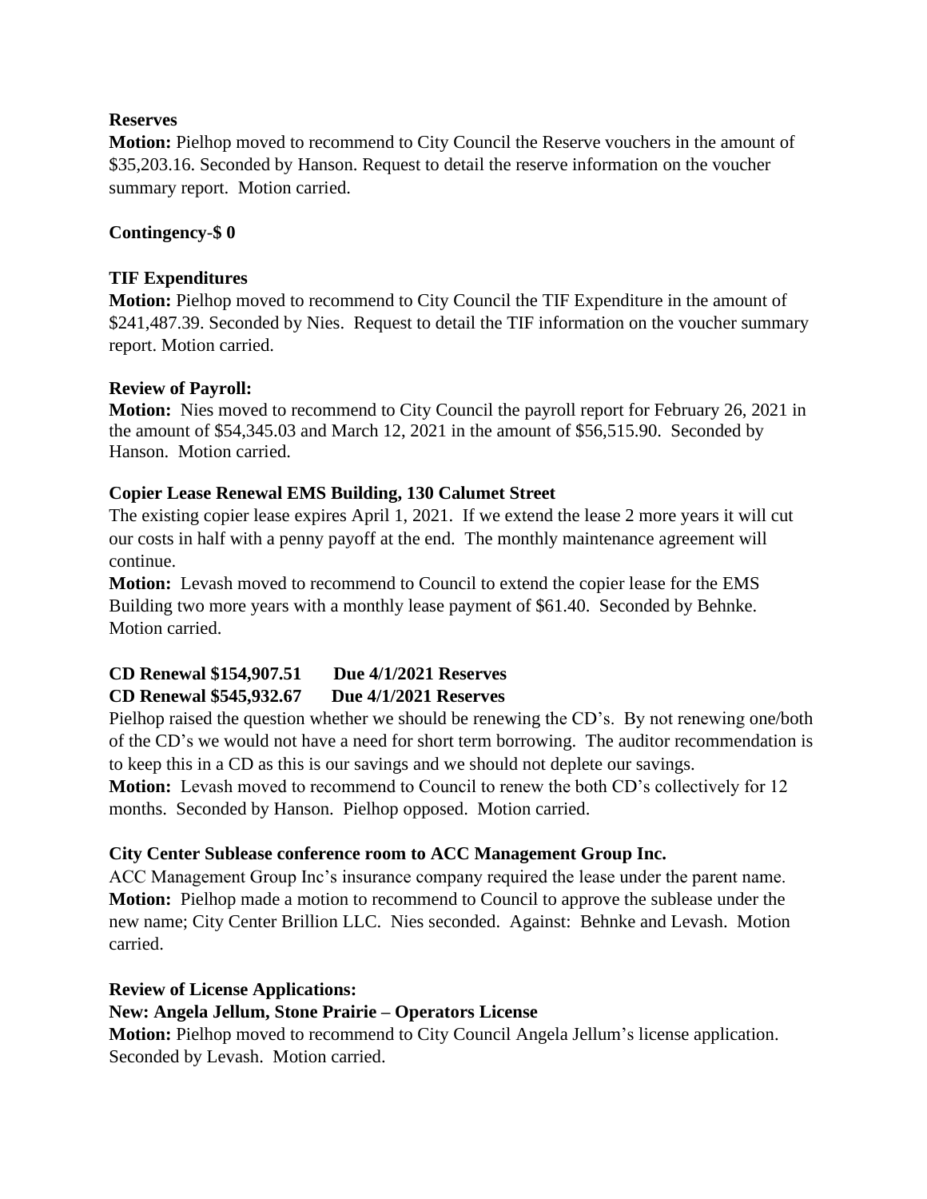**Reserves**

**Motion:** Pielhop moved to recommend to City Council the Reserve vouchers in the amount of $35,203.16. Seconded by Hanson. Request to detail the reserve information on the voucher summary report. Motion carried.

**Contingency-$ 0**

**TIF Expenditures**

**Motion:** Pielhop moved to recommend to City Council the TIF Expenditure in the amount of $241,487.39. Seconded by Nies. Request to detail the TIF information on the voucher summary report. Motion carried.

**Review of Payroll:**

**Motion:** Nies moved to recommend to City Council the payroll report for February 26, 2021 in the amount of $54,345.03 and March 12, 2021 in the amount of $56,515.90. Seconded by Hanson. Motion carried.

**Copier Lease Renewal EMS Building, 130 Calumet Street**

The existing copier lease expires April 1, 2021. If we extend the lease 2 more years it will cut our costs in half with a penny payoff at the end. The monthly maintenance agreement will continue.

**Motion:** Levash moved to recommend to Council to extend the copier lease for the EMS Building two more years with a monthly lease payment of $61.40. Seconded by Behnke. Motion carried.

**CD Renewal $154,907.51 Due 4/1/2021 Reserves**
**CD Renewal $545,932.67 Due 4/1/2021 Reserves**

Pielhop raised the question whether we should be renewing the CD's. By not renewing one/both of the CD's we would not have a need for short term borrowing. The auditor recommendation is to keep this in a CD as this is our savings and we should not deplete our savings.

**Motion:** Levash moved to recommend to Council to renew the both CD's collectively for 12 months. Seconded by Hanson. Pielhop opposed. Motion carried.

**City Center Sublease conference room to ACC Management Group Inc.**

ACC Management Group Inc's insurance company required the lease under the parent name.

**Motion:** Pielhop made a motion to recommend to Council to approve the sublease under the new name; City Center Brillion LLC. Nies seconded. Against: Behnke and Levash. Motion carried.

**Review of License Applications:**

**New: Angela Jellum, Stone Prairie – Operators License**

**Motion:** Pielhop moved to recommend to City Council Angela Jellum's license application. Seconded by Levash. Motion carried.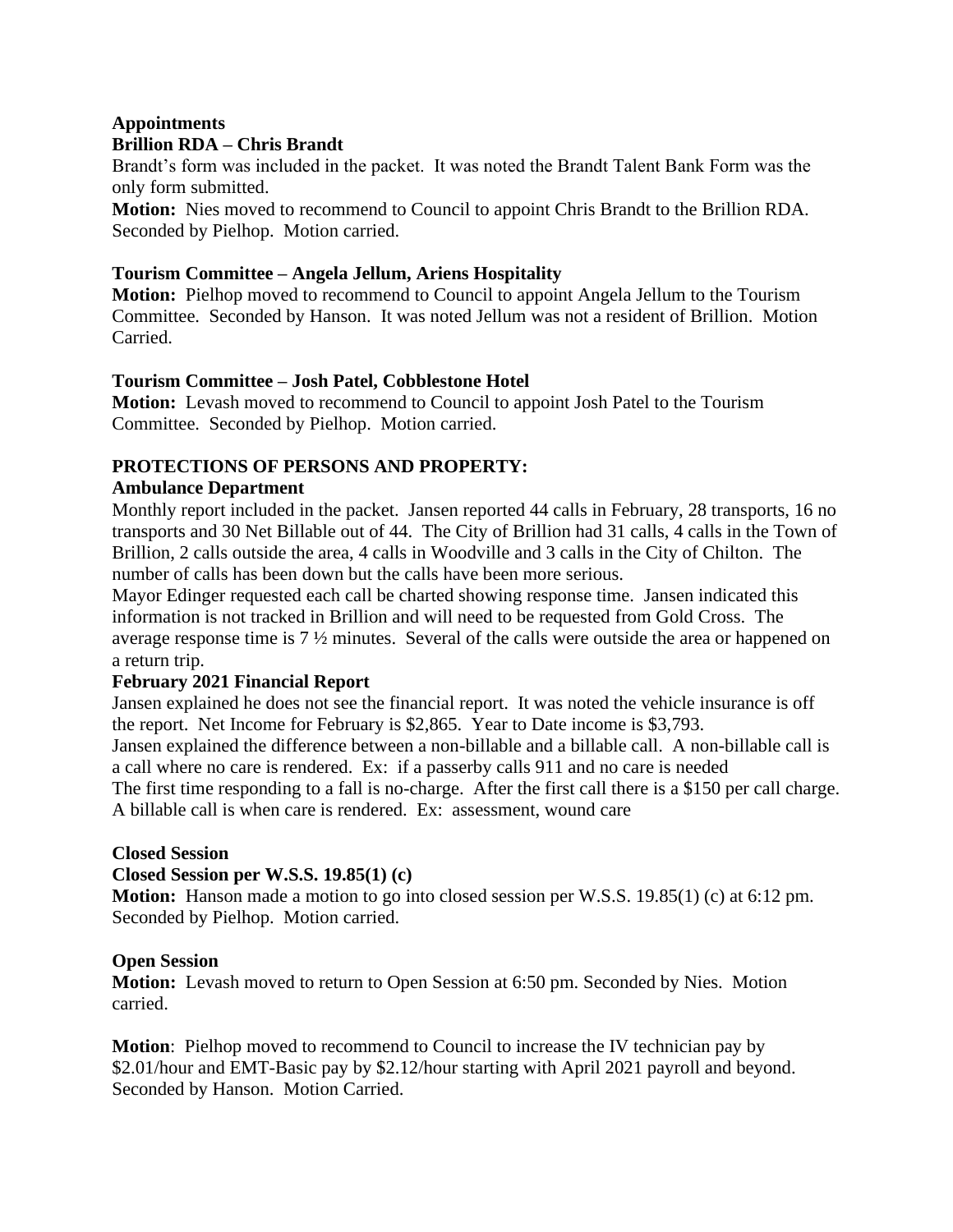**Appointments**

**Brillion RDA – Chris Brandt**

Brandt's form was included in the packet. It was noted the Brandt Talent Bank Form was the only form submitted.

**Motion:** Nies moved to recommend to Council to appoint Chris Brandt to the Brillion RDA. Seconded by Pielhop. Motion carried.

**Tourism Committee – Angela Jellum, Ariens Hospitality**

**Motion:** Pielhop moved to recommend to Council to appoint Angela Jellum to the Tourism Committee. Seconded by Hanson. It was noted Jellum was not a resident of Brillion. Motion Carried.

**Tourism Committee – Josh Patel, Cobblestone Hotel**

**Motion:** Levash moved to recommend to Council to appoint Josh Patel to the Tourism Committee. Seconded by Pielhop. Motion carried.

**PROTECTIONS OF PERSONS AND PROPERTY:**

**Ambulance Department**

Monthly report included in the packet. Jansen reported 44 calls in February, 28 transports, 16 no transports and 30 Net Billable out of 44. The City of Brillion had 31 calls, 4 calls in the Town of Brillion, 2 calls outside the area, 4 calls in Woodville and 3 calls in the City of Chilton. The number of calls has been down but the calls have been more serious.

Mayor Edinger requested each call be charted showing response time. Jansen indicated this information is not tracked in Brillion and will need to be requested from Gold Cross. The average response time is 7 ½ minutes. Several of the calls were outside the area or happened on a return trip.

**February 2021 Financial Report**

Jansen explained he does not see the financial report. It was noted the vehicle insurance is off the report. Net Income for February is $2,865. Year to Date income is $3,793.

Jansen explained the difference between a non-billable and a billable call. A non-billable call is a call where no care is rendered. Ex: if a passerby calls 911 and no care is needed

The first time responding to a fall is no-charge. After the first call there is a $150 per call charge. A billable call is when care is rendered. Ex: assessment, wound care

**Closed Session**

**Closed Session per W.S.S. 19.85(1) (c)**

**Motion:** Hanson made a motion to go into closed session per W.S.S. 19.85(1) (c) at 6:12 pm. Seconded by Pielhop. Motion carried.

**Open Session**

**Motion:** Levash moved to return to Open Session at 6:50 pm. Seconded by Nies. Motion carried.

**Motion**: Pielhop moved to recommend to Council to increase the IV technician pay by $2.01/hour and EMT-Basic pay by $2.12/hour starting with April 2021 payroll and beyond. Seconded by Hanson. Motion Carried.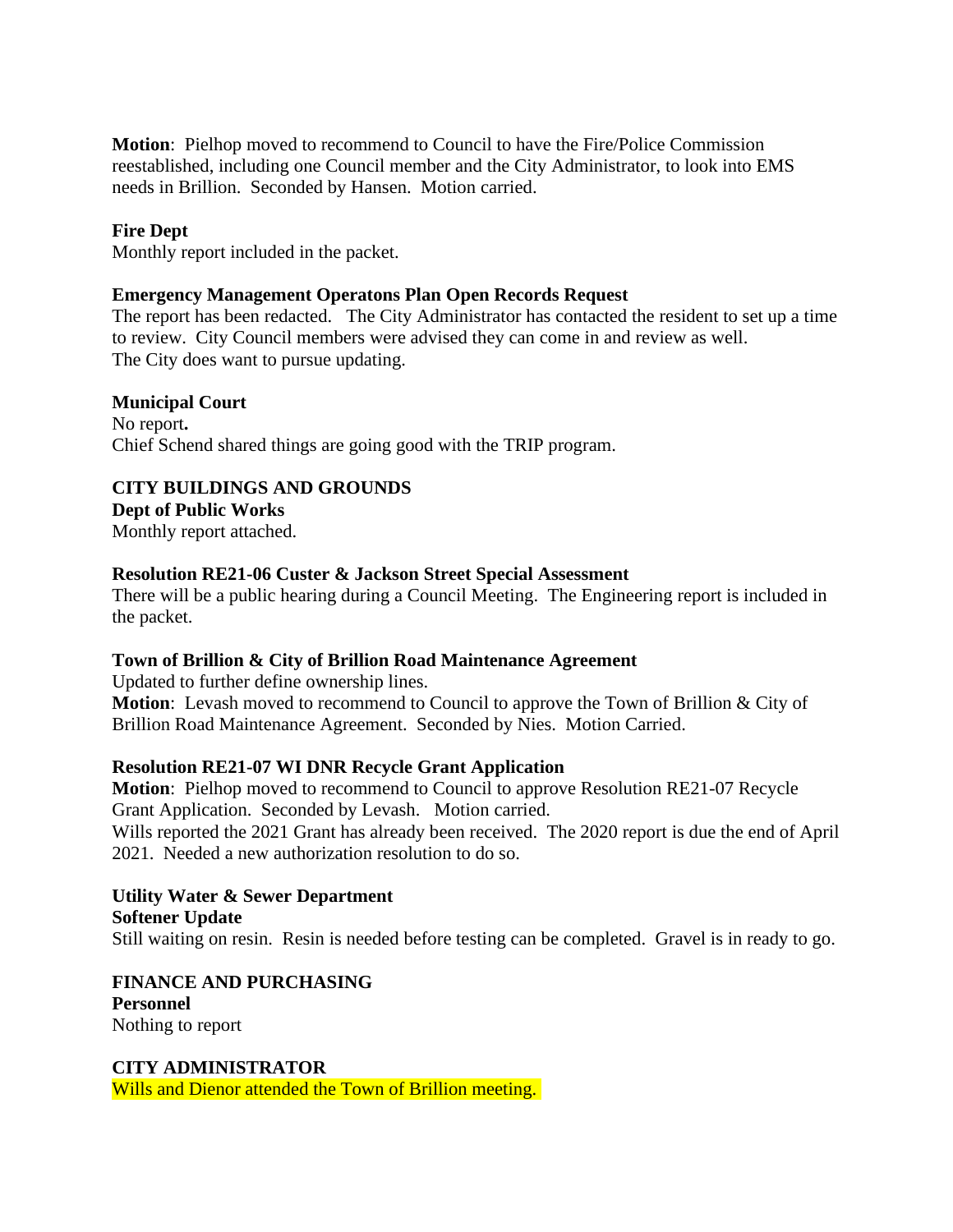**Motion**: Pielhop moved to recommend to Council to have the Fire/Police Commission reestablished, including one Council member and the City Administrator, to look into EMS needs in Brillion. Seconded by Hansen. Motion carried.

**Fire Dept**

Monthly report included in the packet.

**Emergency Management Operatons Plan Open Records Request**

The report has been redacted. The City Administrator has contacted the resident to set up a time to review. City Council members were advised they can come in and review as well. The City does want to pursue updating.

**Municipal Court**

No report**.**

Chief Schend shared things are going good with the TRIP program.

**CITY BUILDINGS AND GROUNDS**

**Dept of Public Works**

Monthly report attached.

**Resolution RE21-06 Custer & Jackson Street Special Assessment**

There will be a public hearing during a Council Meeting. The Engineering report is included in the packet.

**Town of Brillion & City of Brillion Road Maintenance Agreement**

Updated to further define ownership lines.

**Motion**: Levash moved to recommend to Council to approve the Town of Brillion & City of Brillion Road Maintenance Agreement. Seconded by Nies. Motion Carried.

**Resolution RE21-07 WI DNR Recycle Grant Application**

**Motion**: Pielhop moved to recommend to Council to approve Resolution RE21-07 Recycle Grant Application. Seconded by Levash. Motion carried.

Wills reported the 2021 Grant has already been received. The 2020 report is due the end of April 2021. Needed a new authorization resolution to do so.

**Utility Water & Sewer Department**

**Softener Update**

Still waiting on resin. Resin is needed before testing can be completed. Gravel is in ready to go.

**FINANCE AND PURCHASING**

**Personnel**

Nothing to report

**CITY ADMINISTRATOR**

Wills and Dienor attended the Town of Brillion meeting.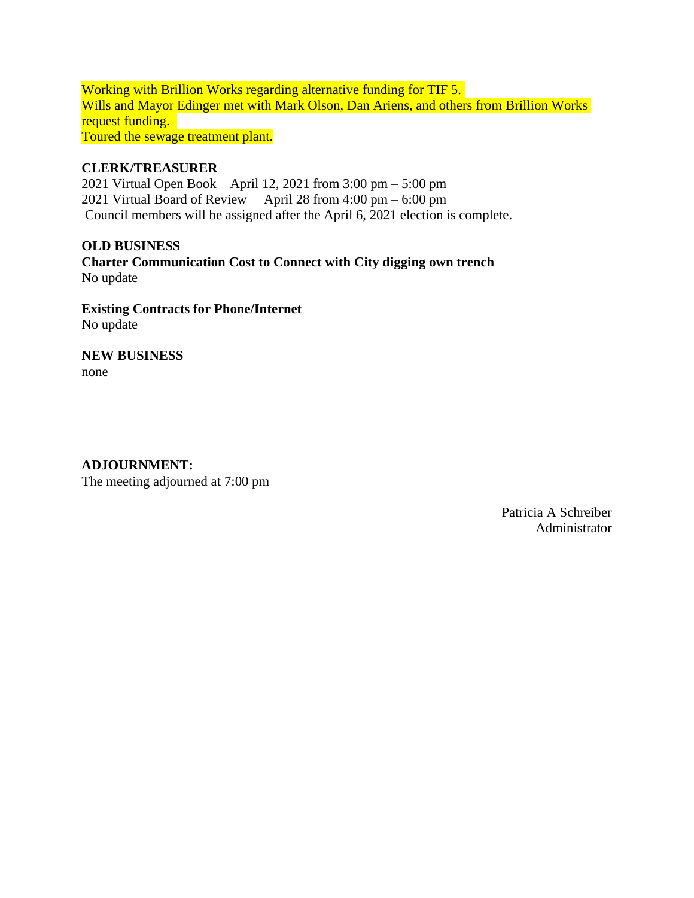Working with Brillion Works regarding alternative funding for TIF 5.
Wills and Mayor Edinger met with Mark Olson, Dan Ariens, and others from Brillion Works request funding.
Toured the sewage treatment plant.

**CLERK/TREASURER**

2021 Virtual Open Book April 12, 2021 from 3:00 pm – 5:00 pm
2021 Virtual Board of Review April 28 from 4:00 pm – 6:00 pm
Council members will be assigned after the April 6, 2021 election is complete.

**OLD BUSINESS**

**Charter Communication Cost to Connect with City digging own trench**

No update

**Existing Contracts for Phone/Internet**

No update

**NEW BUSINESS**

none

**ADJOURNMENT:**

The meeting adjourned at 7:00 pm

Patricia A Schreiber
Administrator